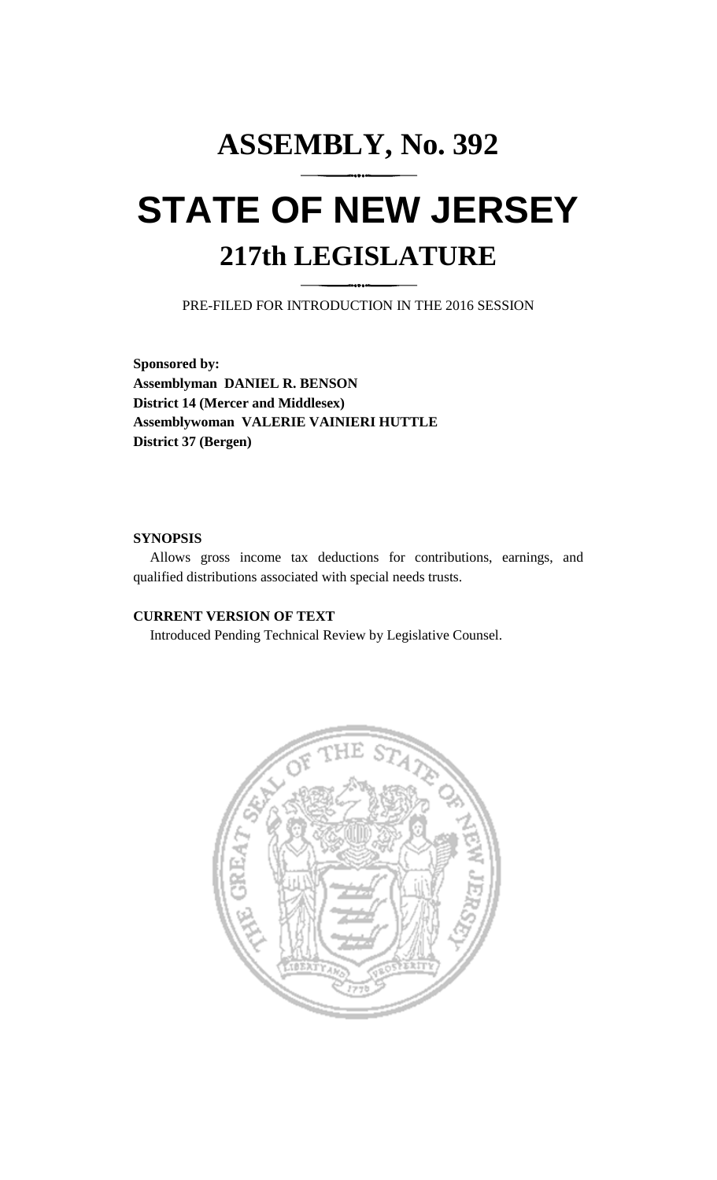# ASSEMBLY, No. 392

# STATE OF NEW JERSEY

## 217th LEGISLATURE

PRE-FILED FOR INTRODUCTION IN THE 2016 SESSION

**Sponsored by:**
**Assemblyman DANIEL R. BENSON**
**District 14 (Mercer and Middlesex)**
**Assemblywoman VALERIE VAINIERI HUTTLE**
**District 37 (Bergen)**

**SYNOPSIS**

Allows gross income tax deductions for contributions, earnings, and qualified distributions associated with special needs trusts.

**CURRENT VERSION OF TEXT**

Introduced Pending Technical Review by Legislative Counsel.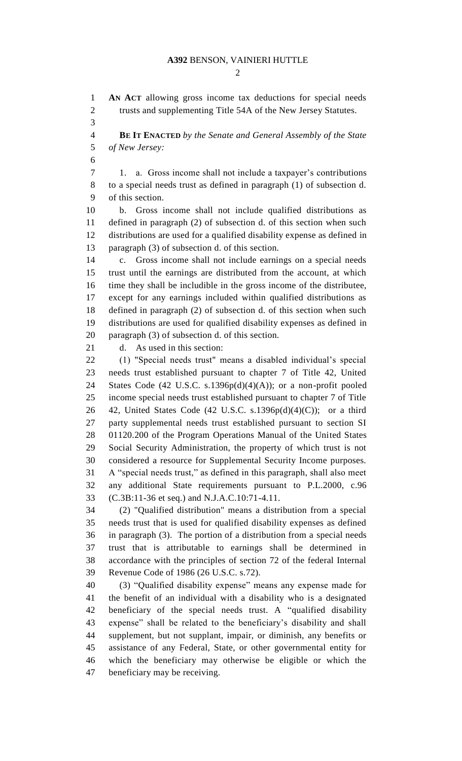**AN ACT** allowing gross income tax deductions for special needs trusts and supplementing Title 54A of the New Jersey Statutes.

**BE IT ENACTED** *by the Senate and General Assembly of the State of New Jersey:*

1. a. Gross income shall not include a taxpayer's contributions to a special needs trust as defined in paragraph (1) of subsection d. of this section.

b. Gross income shall not include qualified distributions as defined in paragraph (2) of subsection d. of this section when such distributions are used for a qualified disability expense as defined in paragraph (3) of subsection d. of this section.

c. Gross income shall not include earnings on a special needs trust until the earnings are distributed from the account, at which time they shall be includible in the gross income of the distributee, except for any earnings included within qualified distributions as defined in paragraph (2) of subsection d. of this section when such distributions are used for qualified disability expenses as defined in paragraph (3) of subsection d. of this section.

d. As used in this section:

(1) "Special needs trust" means a disabled individual's special needs trust established pursuant to chapter 7 of Title 42, United States Code (42 U.S.C. s.1396p(d)(4)(A)); or a non-profit pooled income special needs trust established pursuant to chapter 7 of Title 42, United States Code (42 U.S.C. s.1396p(d)(4)(C)); or a third party supplemental needs trust established pursuant to section SI 01120.200 of the Program Operations Manual of the United States Social Security Administration, the property of which trust is not considered a resource for Supplemental Security Income purposes. A "special needs trust," as defined in this paragraph, shall also meet any additional State requirements pursuant to P.L.2000, c.96 (C.3B:11-36 et seq.) and N.J.A.C.10:71-4.11.

(2) "Qualified distribution" means a distribution from a special needs trust that is used for qualified disability expenses as defined in paragraph (3). The portion of a distribution from a special needs trust that is attributable to earnings shall be determined in accordance with the principles of section 72 of the federal Internal Revenue Code of 1986 (26 U.S.C. s.72).

(3) "Qualified disability expense" means any expense made for the benefit of an individual with a disability who is a designated beneficiary of the special needs trust. A "qualified disability expense" shall be related to the beneficiary's disability and shall supplement, but not supplant, impair, or diminish, any benefits or assistance of any Federal, State, or other governmental entity for which the beneficiary may otherwise be eligible or which the beneficiary may be receiving.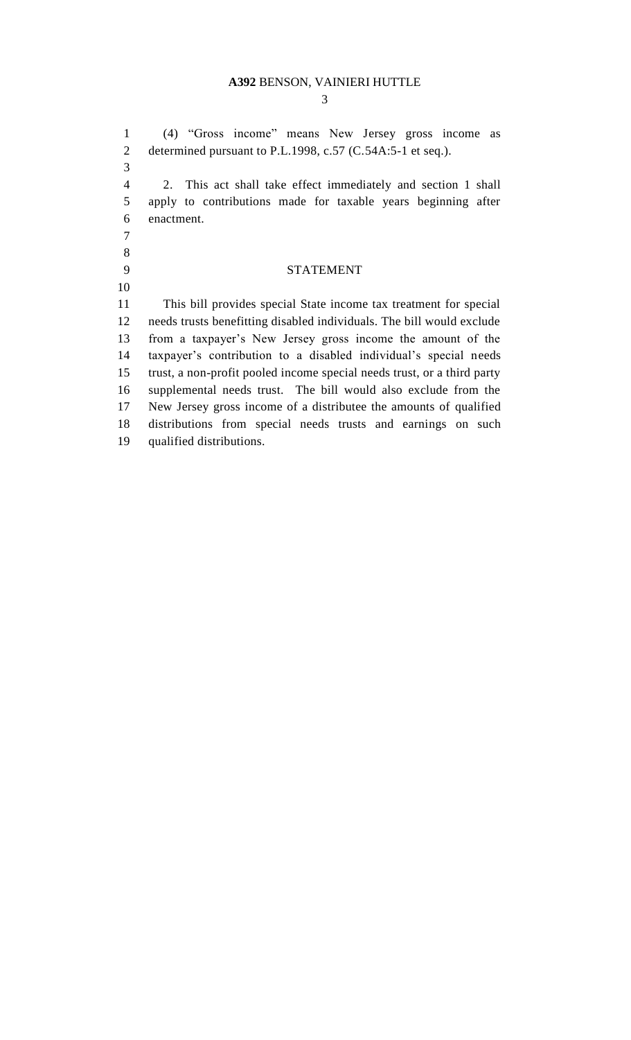(4) "Gross income" means New Jersey gross income as determined pursuant to P.L.1998, c.57 (C.54A:5-1 et seq.).

2. This act shall take effect immediately and section 1 shall apply to contributions made for taxable years beginning after enactment.

## STATEMENT

This bill provides special State income tax treatment for special needs trusts benefitting disabled individuals. The bill would exclude from a taxpayer's New Jersey gross income the amount of the taxpayer's contribution to a disabled individual's special needs trust, a non-profit pooled income special needs trust, or a third party supplemental needs trust. The bill would also exclude from the New Jersey gross income of a distributee the amounts of qualified distributions from special needs trusts and earnings on such qualified distributions.